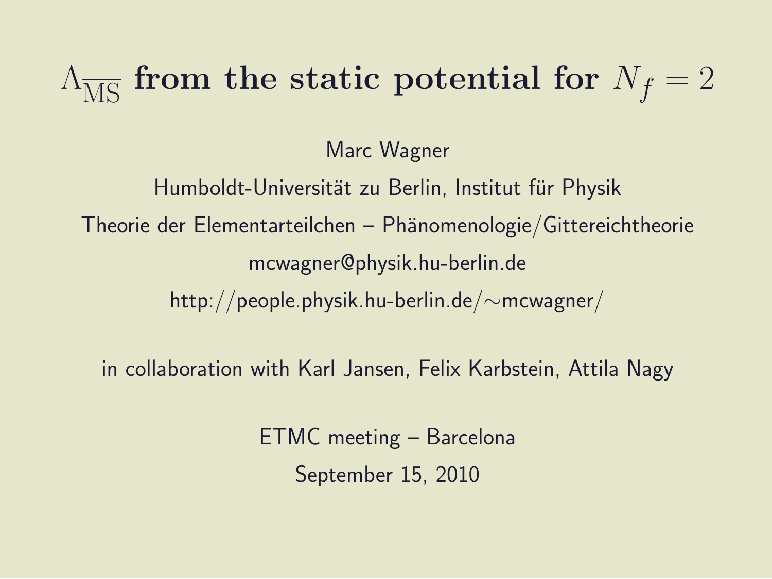# $\Lambda_{\overline{\mathrm{MS}}}$ from the static potential for $N_f = 2$

Marc Wagner

Humboldt-Universität zu Berlin, Institut für Physik

Theorie der Elementarteilchen – Phänomenologie/Gittereichtheorie

mcwagner@physik.hu-berlin.de

http://people.physik.hu-berlin.de/∼mcwagner/

in collaboration with Karl Jansen, Felix Karbstein, Attila Nagy

ETMC meeting – Barcelona

September 15, 2010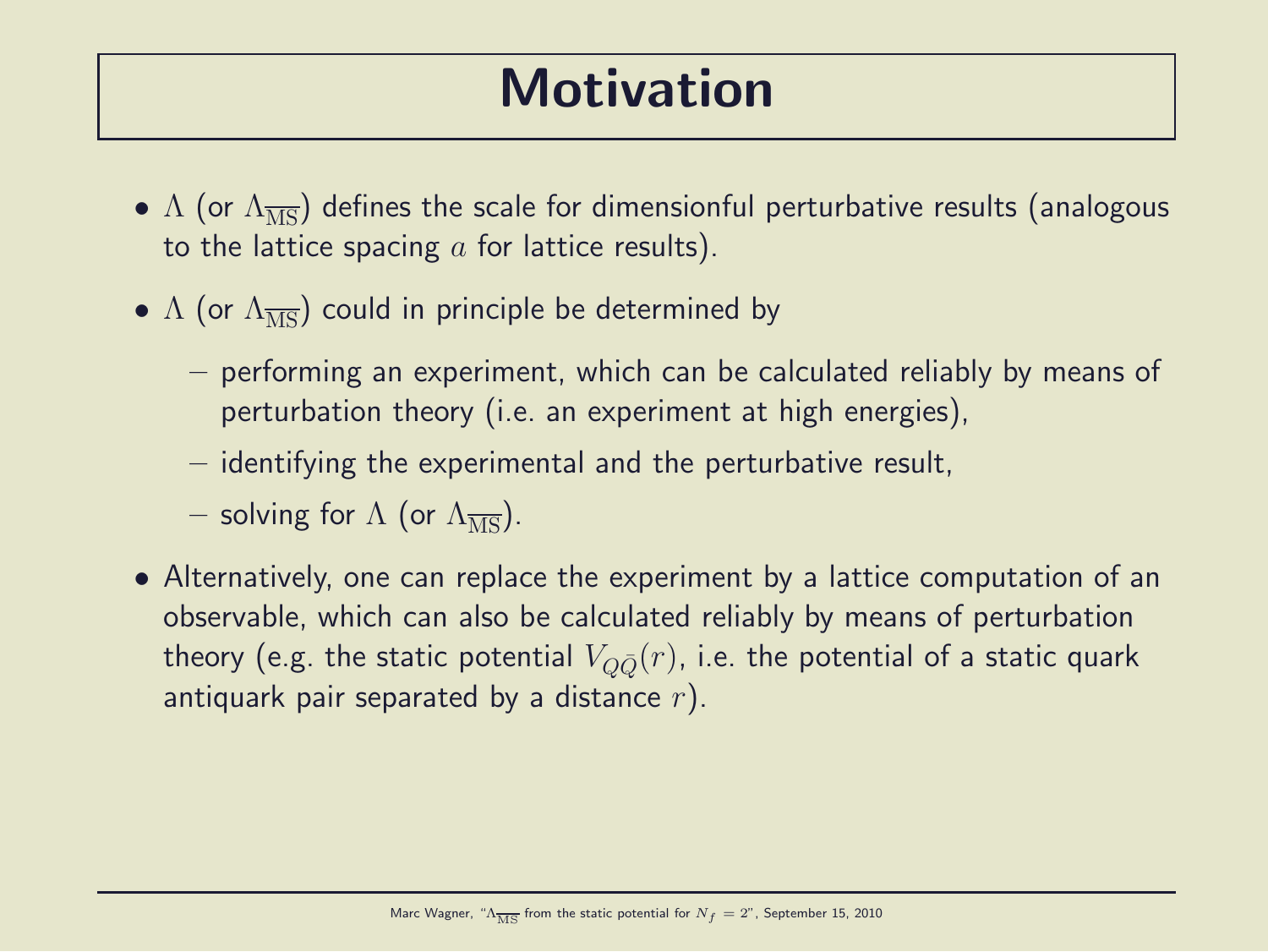# Motivation

- $\Lambda$ (or $\Lambda_{\overline{\mathrm{MS}}}$) defines the scale for dimensionful perturbative results (analogous to the lattice spacing $a$ for lattice results).
- $\Lambda$ (or $\Lambda_{\overline{\mathrm{MS}}}$) could in principle be determined by
  - performing an experiment, which can be calculated reliably by means of perturbation theory (i.e. an experiment at high energies),
  - identifying the experimental and the perturbative result,
  - solving for $\Lambda$ (or $\Lambda_{\overline{\mathrm{MS}}}$).
- Alternatively, one can replace the experiment by a lattice computation of an observable, which can also be calculated reliably by means of perturbation theory (e.g. the static potential $V_{Q\bar{Q}}(r)$, i.e. the potential of a static quark antiquark pair separated by a distance $r$).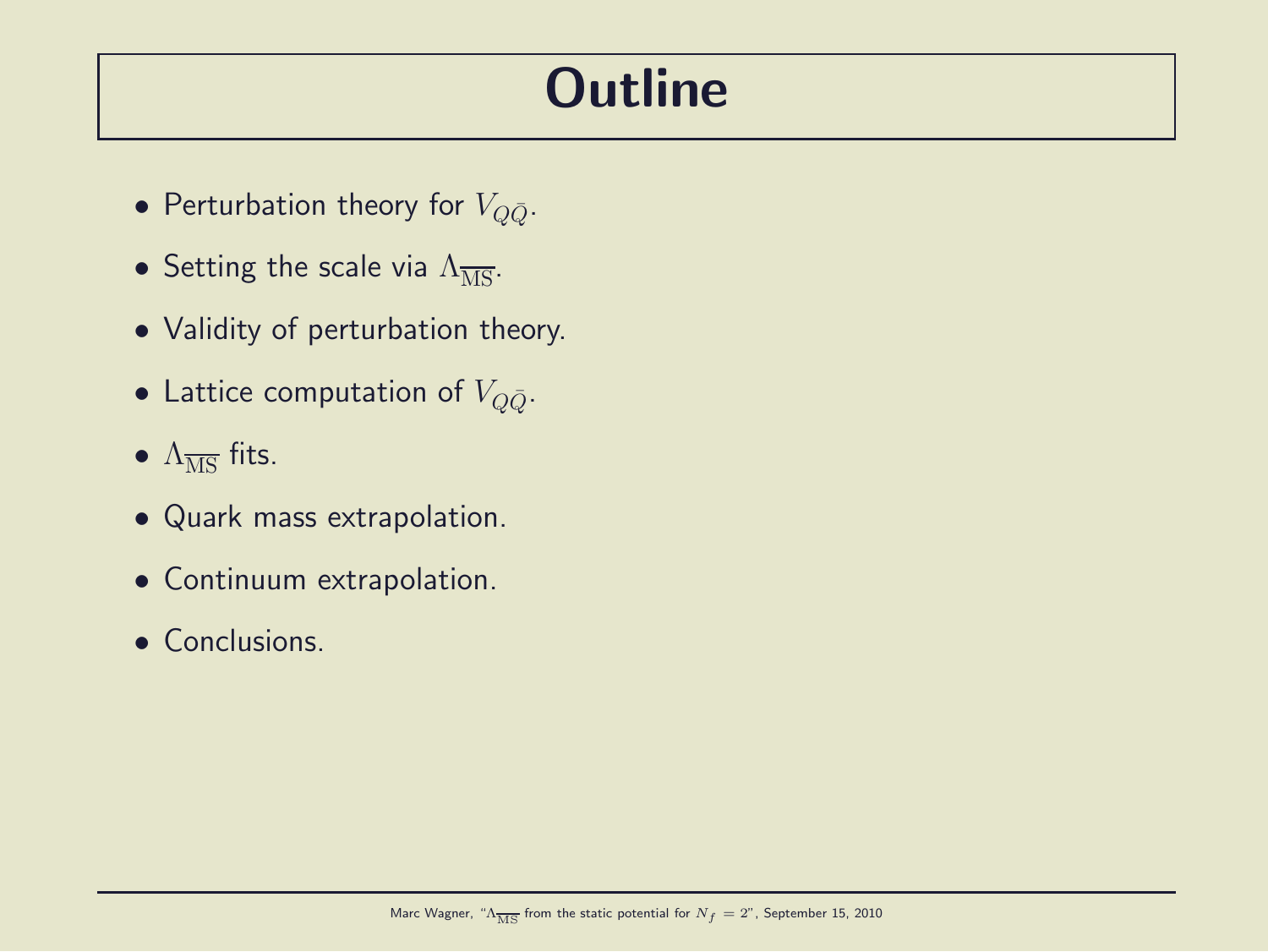# Outline

- Perturbation theory for $V_{Q\bar{Q}}$.
- Setting the scale via $\Lambda_{\overline{\mathrm{MS}}}$.
- Validity of perturbation theory.
- Lattice computation of $V_{Q\bar{Q}}$.
- $\Lambda_{\overline{\mathrm{MS}}}$ fits.
- Quark mass extrapolation.
- Continuum extrapolation.
- Conclusions.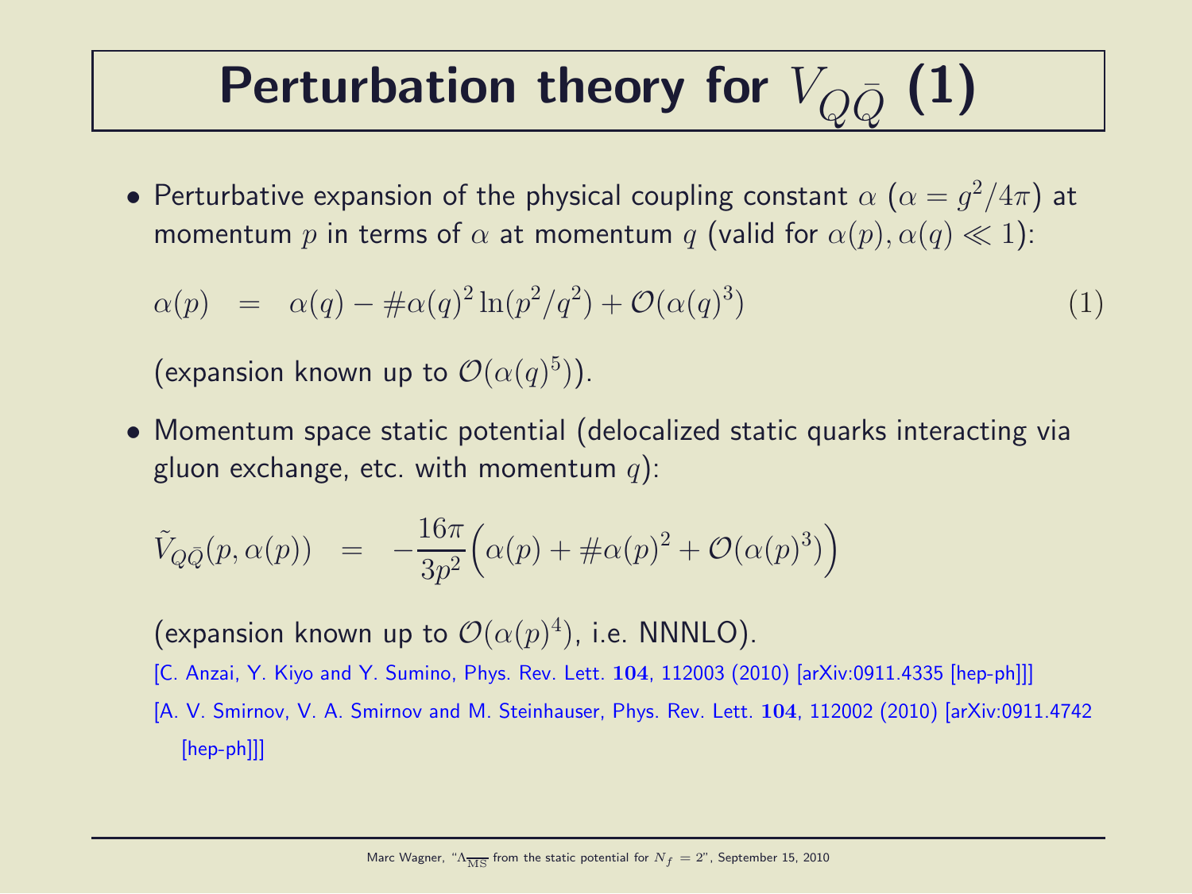# Perturbation theory for $V_{Q\bar{Q}}$ (1)

- Perturbative expansion of the physical coupling constant $\alpha$ ($\alpha = g^2/4\pi$) at momentum $p$ in terms of $\alpha$ at momentum $q$ (valid for $\alpha(p), \alpha(q) \ll 1$):

$$\alpha(p) \;\; = \;\; \alpha(q) - \#\alpha(q)^2 \ln(p^2/q^2) + \mathcal{O}(\alpha(q)^3) \tag{1}$$

  (expansion known up to $\mathcal{O}(\alpha(q)^5)$).

- Momentum space static potential (delocalized static quarks interacting via gluon exchange, etc. with momentum $q$):

$$\tilde{V}_{Q\bar{Q}}(p, \alpha(p)) \;\; = \;\; -\frac{16\pi}{3p^2}\Big(\alpha(p) + \#\alpha(p)^2 + \mathcal{O}(\alpha(p)^3)\Big)$$

  (expansion known up to $\mathcal{O}(\alpha(p)^4)$, i.e. NNNLO).

  [C. Anzai, Y. Kiyo and Y. Sumino, Phys. Rev. Lett. **104**, 112003 (2010) [arXiv:0911.4335 [hep-ph]]]

  [A. V. Smirnov, V. A. Smirnov and M. Steinhauser, Phys. Rev. Lett. **104**, 112002 (2010) [arXiv:0911.4742 [hep-ph]]]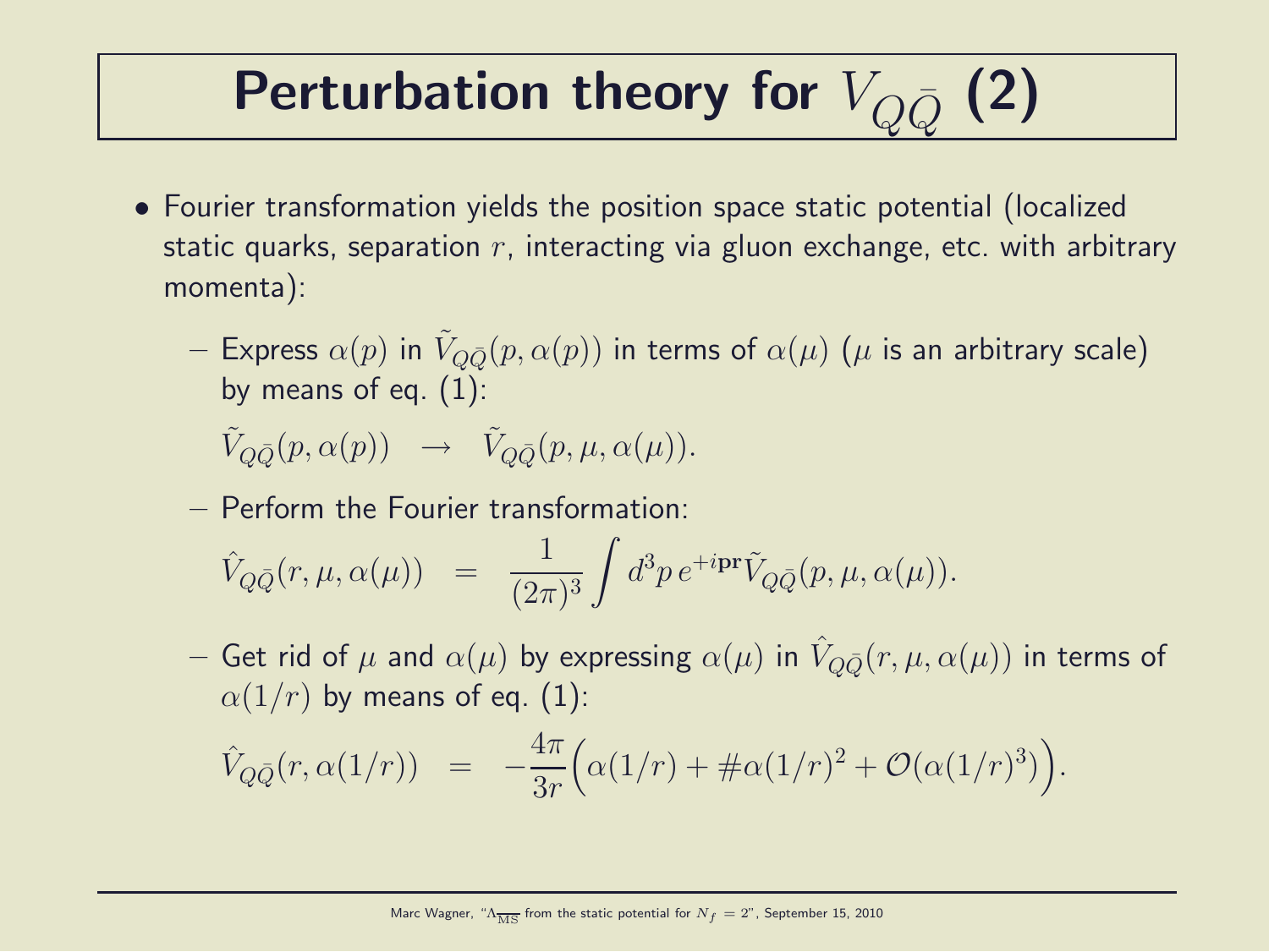# Perturbation theory for $V_{Q\bar{Q}}$ (2)

- Fourier transformation yields the position space static potential (localized static quarks, separation $r$, interacting via gluon exchange, etc. with arbitrary momenta):
  - Express $\alpha(p)$ in $\tilde{V}_{Q\bar{Q}}(p, \alpha(p))$ in terms of $\alpha(\mu)$ ($\mu$ is an arbitrary scale) by means of eq. (1):

    $$\tilde{V}_{Q\bar{Q}}(p, \alpha(p)) \quad \rightarrow \quad \tilde{V}_{Q\bar{Q}}(p, \mu, \alpha(\mu)).$$

  - Perform the Fourier transformation:

    $$\hat{V}_{Q\bar{Q}}(r, \mu, \alpha(\mu)) \quad = \quad \frac{1}{(2\pi)^3} \int d^3p \, e^{+i\mathbf{pr}} \tilde{V}_{Q\bar{Q}}(p, \mu, \alpha(\mu)).$$

  - Get rid of $\mu$ and $\alpha(\mu)$ by expressing $\alpha(\mu)$ in $\hat{V}_{Q\bar{Q}}(r, \mu, \alpha(\mu))$ in terms of $\alpha(1/r)$ by means of eq. (1):

    $$\hat{V}_{Q\bar{Q}}(r, \alpha(1/r)) \quad = \quad -\frac{4\pi}{3r}\Big(\alpha(1/r) + \#\alpha(1/r)^2 + \mathcal{O}(\alpha(1/r)^3)\Big).$$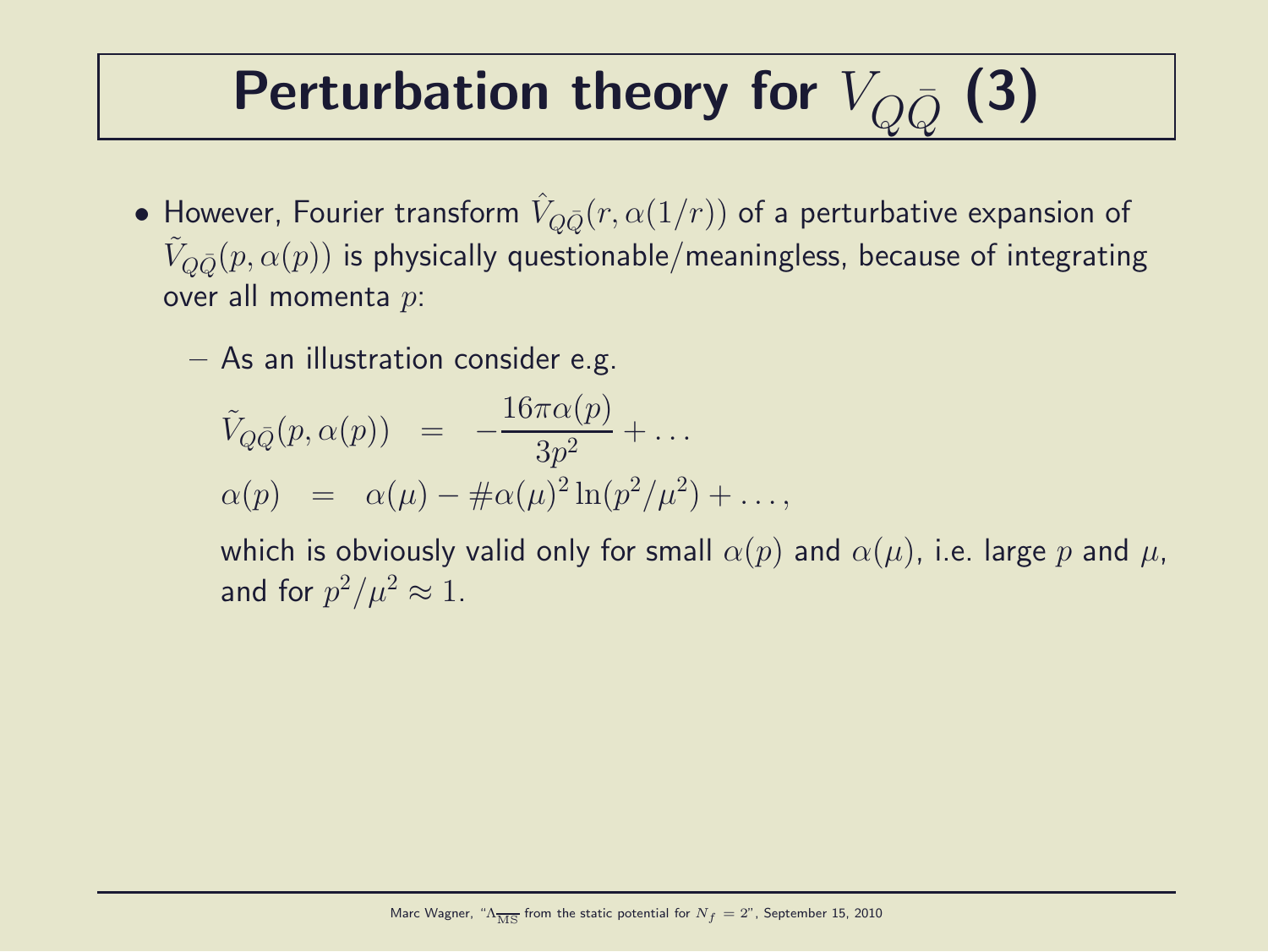# Perturbation theory for $V_{Q\bar{Q}}$ (3)

- However, Fourier transform $\hat{V}_{Q\bar{Q}}(r, \alpha(1/r))$ of a perturbative expansion of $\tilde{V}_{Q\bar{Q}}(p, \alpha(p))$ is physically questionable/meaningless, because of integrating over all momenta $p$:
  - As an illustration consider e.g.

    $$\tilde{V}_{Q\bar{Q}}(p, \alpha(p)) = -\frac{16\pi\alpha(p)}{3p^2} + \ldots$$

    $$\alpha(p) = \alpha(\mu) - \#\alpha(\mu)^2 \ln(p^2/\mu^2) + \ldots,$$

    which is obviously valid only for small $\alpha(p)$ and $\alpha(\mu)$, i.e. large $p$ and $\mu$, and for $p^2/\mu^2 \approx 1$.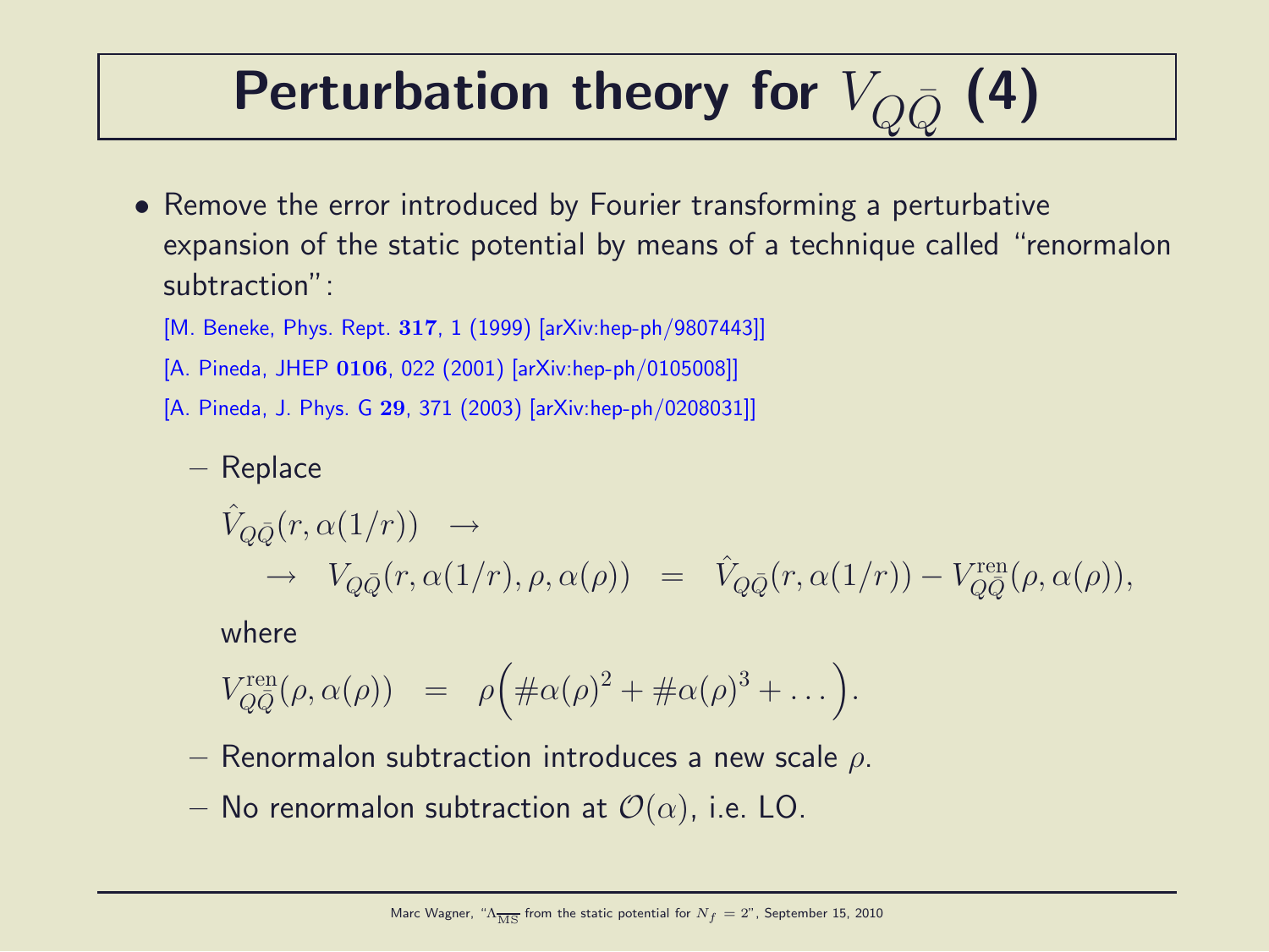# Perturbation theory for $V_{Q\bar{Q}}$ (4)

- Remove the error introduced by Fourier transforming a perturbative expansion of the static potential by means of a technique called "renormalon subtraction":

  [M. Beneke, Phys. Rept. **317**, 1 (1999) [arXiv:hep-ph/9807443]]

  [A. Pineda, JHEP **0106**, 022 (2001) [arXiv:hep-ph/0105008]]

  [A. Pineda, J. Phys. G **29**, 371 (2003) [arXiv:hep-ph/0208031]]

  – Replace

  $$\hat{V}_{Q\bar{Q}}(r,\alpha(1/r)) \quad \rightarrow$$
  $$\rightarrow \quad V_{Q\bar{Q}}(r,\alpha(1/r),\rho,\alpha(\rho)) \quad = \quad \hat{V}_{Q\bar{Q}}(r,\alpha(1/r)) - V^{\textrm{ren}}_{Q\bar{Q}}(\rho,\alpha(\rho)),$$

  where

  $$V^{\textrm{ren}}_{Q\bar{Q}}(\rho,\alpha(\rho)) \quad = \quad \rho\Big(\#\alpha(\rho)^2 + \#\alpha(\rho)^3 + \ldots\Big).$$

  – Renormalon subtraction introduces a new scale $\rho$.

  – No renormalon subtraction at $\mathcal{O}(\alpha)$, i.e. LO.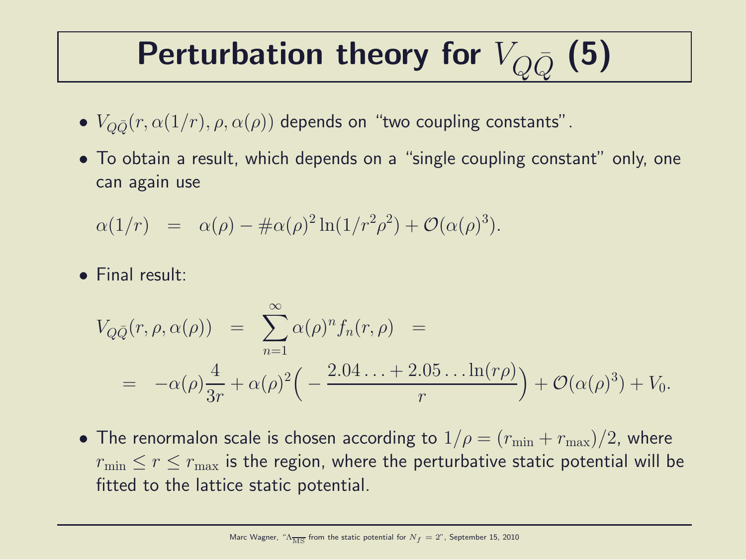# Perturbation theory for $V_{Q\bar{Q}}$ (5)

- $V_{Q\bar{Q}}(r, \alpha(1/r), \rho, \alpha(\rho))$ depends on "two coupling constants".
- To obtain a result, which depends on a "single coupling constant" only, one can again use

$$\alpha(1/r) \quad = \quad \alpha(\rho) - \#\alpha(\rho)^2 \ln(1/r^2\rho^2) + \mathcal{O}(\alpha(\rho)^3).$$

- Final result:

$$V_{Q\bar{Q}}(r, \rho, \alpha(\rho)) \quad = \quad \sum_{n=1}^{\infty} \alpha(\rho)^n f_n(r, \rho) \quad =$$

$$= \quad -\alpha(\rho)\frac{4}{3r} + \alpha(\rho)^2\Big( - \frac{2.04\ldots + 2.05\ldots \ln(r\rho)}{r}\Big) + \mathcal{O}(\alpha(\rho)^3) + V_0.$$

- The renormalon scale is chosen according to $1/\rho = (r_{\mathrm{min}} + r_{\mathrm{max}})/2$, where $r_{\mathrm{min}} \leq r \leq r_{\mathrm{max}}$ is the region, where the perturbative static potential will be fitted to the lattice static potential.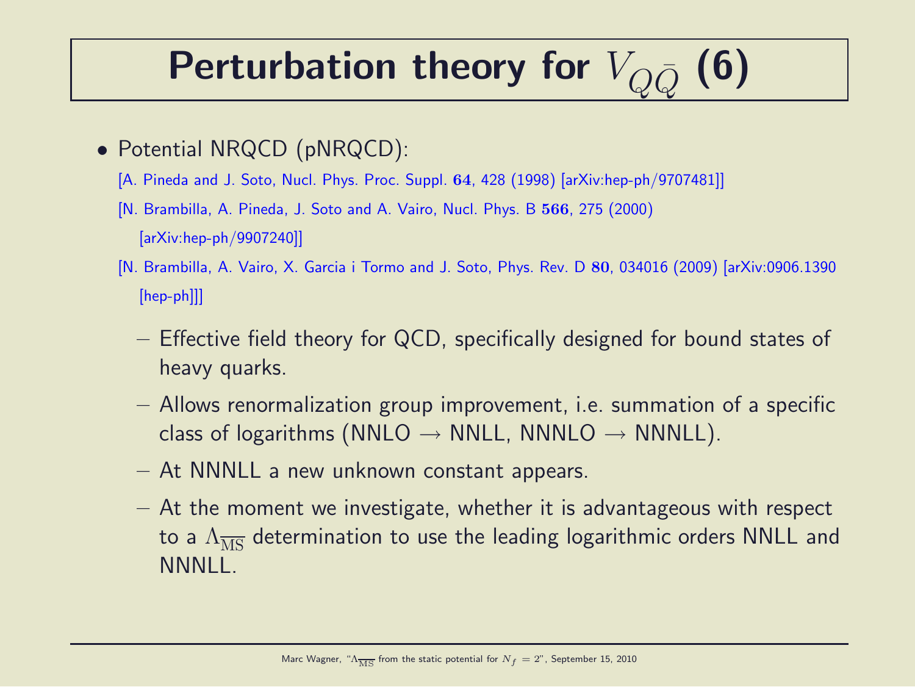# Perturbation theory for $V_{Q\bar{Q}}$ (6)

- Potential NRQCD (pNRQCD):

  [A. Pineda and J. Soto, Nucl. Phys. Proc. Suppl. **64**, 428 (1998) [arXiv:hep-ph/9707481]]

  [N. Brambilla, A. Pineda, J. Soto and A. Vairo, Nucl. Phys. B **566**, 275 (2000) [arXiv:hep-ph/9907240]]

  [N. Brambilla, A. Vairo, X. Garcia i Tormo and J. Soto, Phys. Rev. D **80**, 034016 (2009) [arXiv:0906.1390 [hep-ph]]]

  - Effective field theory for QCD, specifically designed for bound states of heavy quarks.
  - Allows renormalization group improvement, i.e. summation of a specific class of logarithms (NNLO $\rightarrow$ NNLL, NNNLO $\rightarrow$ NNNLL).
  - At NNNLL a new unknown constant appears.
  - At the moment we investigate, whether it is advantageous with respect to a $\Lambda_{\overline{\mathrm{MS}}}$ determination to use the leading logarithmic orders NNLL and NNNLL.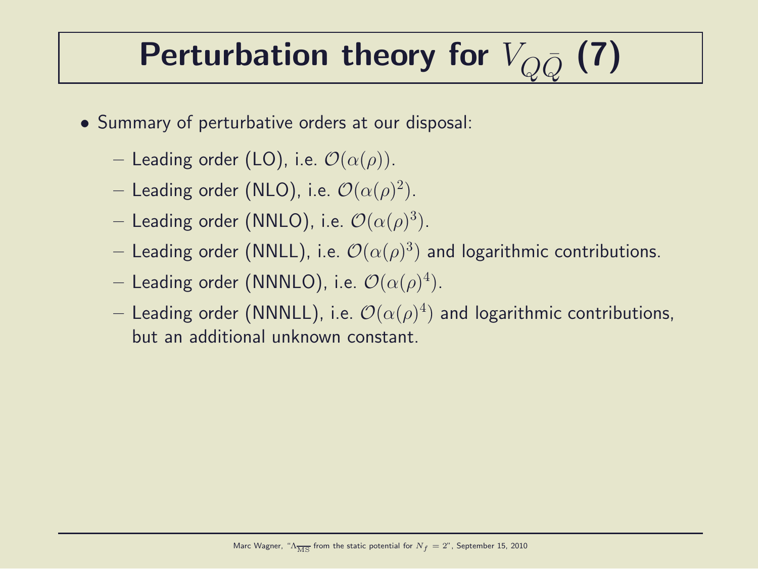# Perturbation theory for $V_{Q\bar{Q}}$ (7)

- Summary of perturbative orders at our disposal:
  - Leading order (LO), i.e. $\mathcal{O}(\alpha(\rho))$.
  - Leading order (NLO), i.e. $\mathcal{O}(\alpha(\rho)^2)$.
  - Leading order (NNLO), i.e. $\mathcal{O}(\alpha(\rho)^3)$.
  - Leading order (NNLL), i.e. $\mathcal{O}(\alpha(\rho)^3)$ and logarithmic contributions.
  - Leading order (NNNLO), i.e. $\mathcal{O}(\alpha(\rho)^4)$.
  - Leading order (NNNLL), i.e. $\mathcal{O}(\alpha(\rho)^4)$ and logarithmic contributions, but an additional unknown constant.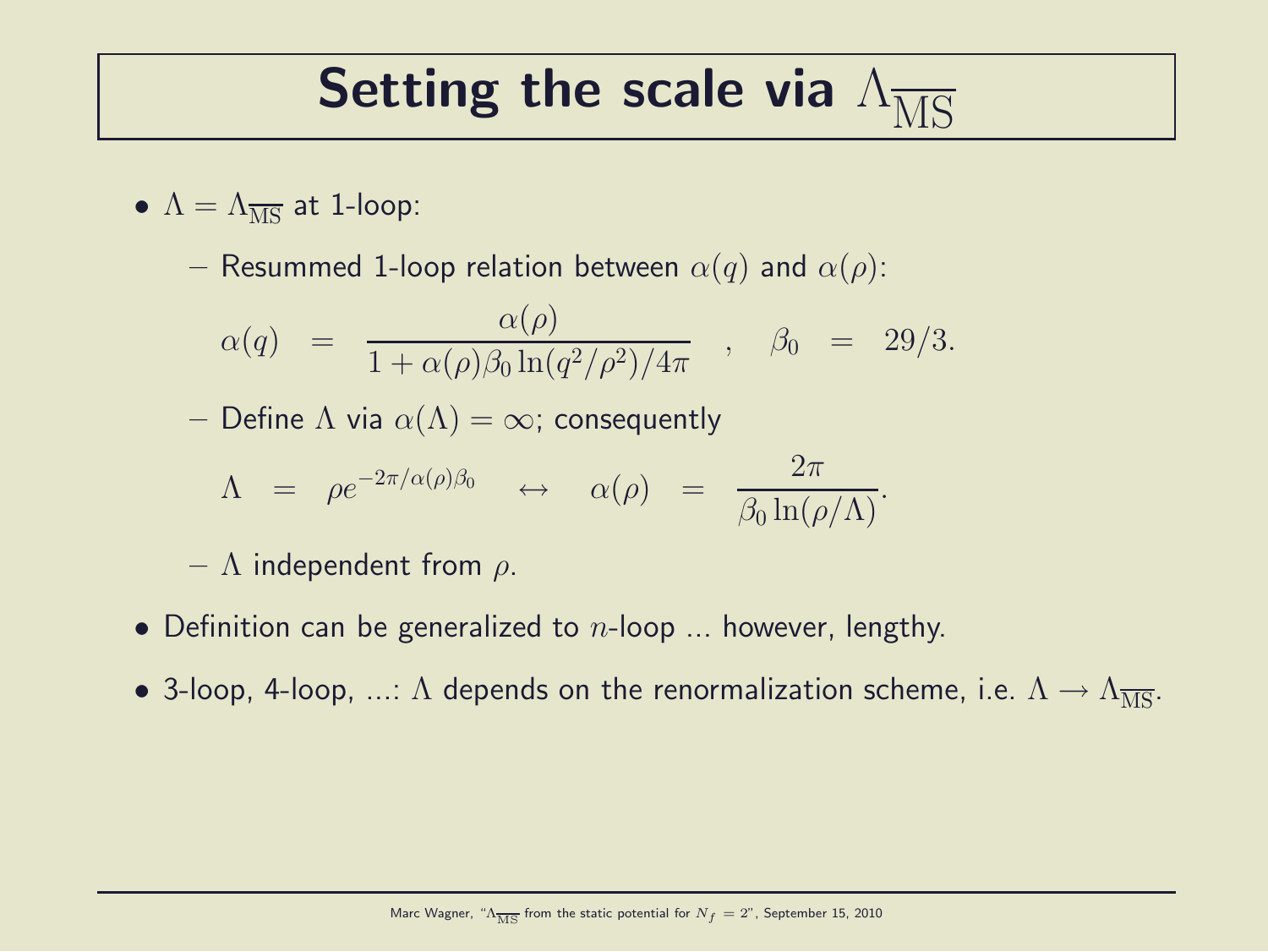# Setting the scale via $\Lambda_{\overline{\mathrm{MS}}}$

- $\Lambda = \Lambda_{\overline{\mathrm{MS}}}$ at 1-loop:
  - Resummed 1-loop relation between $\alpha(q)$ and $\alpha(\rho)$:

$$\alpha(q) = \frac{\alpha(\rho)}{1 + \alpha(\rho)\beta_0 \ln(q^2/\rho^2)/4\pi} \quad , \quad \beta_0 = 29/3.$$

  - Define $\Lambda$ via $\alpha(\Lambda) = \infty$; consequently

$$\Lambda = \rho e^{-2\pi/\alpha(\rho)\beta_0} \quad \leftrightarrow \quad \alpha(\rho) = \frac{2\pi}{\beta_0 \ln(\rho/\Lambda)}.$$

  - $\Lambda$ independent from $\rho$.
- Definition can be generalized to $n$-loop ... however, lengthy.
- 3-loop, 4-loop, ...: $\Lambda$ depends on the renormalization scheme, i.e. $\Lambda \longrightarrow \Lambda_{\overline{\mathrm{MS}}}$.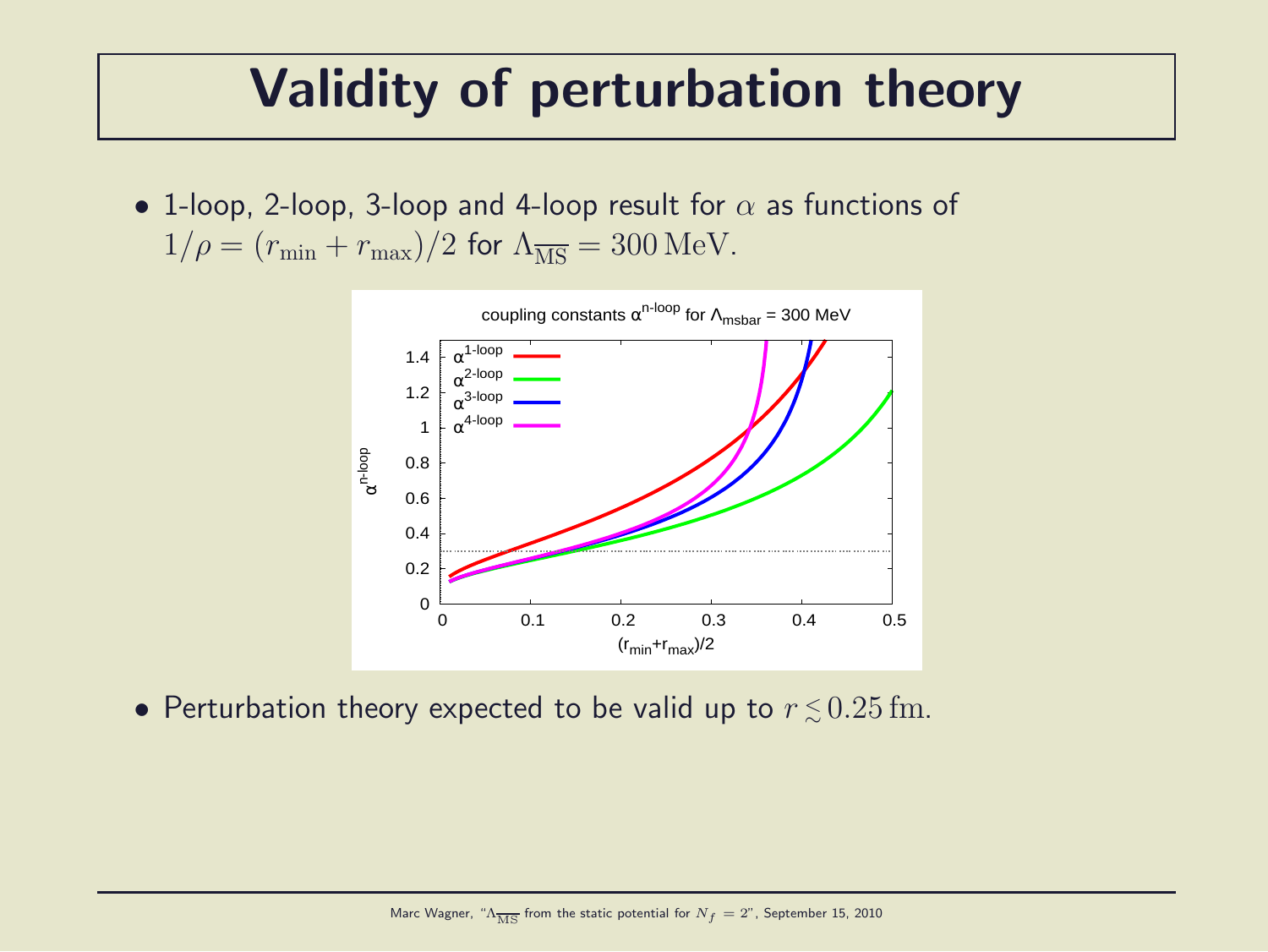# Validity of perturbation theory

- 1-loop, 2-loop, 3-loop and 4-loop result for $\alpha$ as functions of $1/\rho = (r_{\text{min}} + r_{\text{max}})/2$ for $\Lambda_{\overline{\text{MS}}} = 300\,\text{MeV}$.

- Perturbation theory expected to be valid up to $r \lesssim 0.25\,\text{fm}$.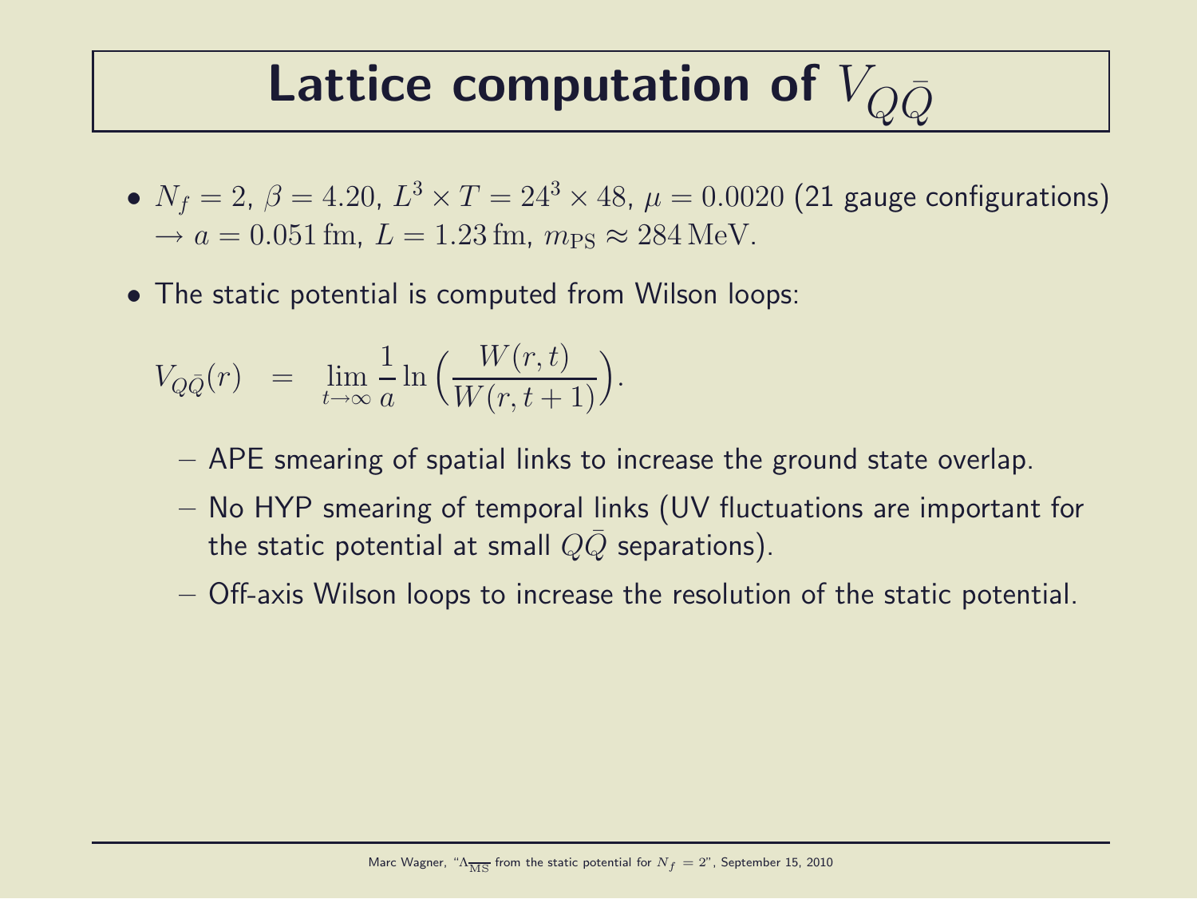# Lattice computation of $V_{Q\bar{Q}}$

- $N_f = 2$, $\beta = 4.20$, $L^3 \times T = 24^3 \times 48$, $\mu = 0.0020$ (21 gauge configurations) $\rightarrow a = 0.051\,\mathrm{fm}$, $L = 1.23\,\mathrm{fm}$, $m_{\mathrm{PS}} \approx 284\,\mathrm{MeV}$.
- The static potential is computed from Wilson loops:

$$V_{Q\bar{Q}}(r) \quad = \quad \lim_{t \rightarrow \infty} \frac{1}{a} \ln\Big(\frac{W(r,t)}{W(r,t+1)}\Big).$$

  - APE smearing of spatial links to increase the ground state overlap.
  - No HYP smearing of temporal links (UV fluctuations are important for the static potential at small $Q\bar{Q}$ separations).
  - Off-axis Wilson loops to increase the resolution of the static potential.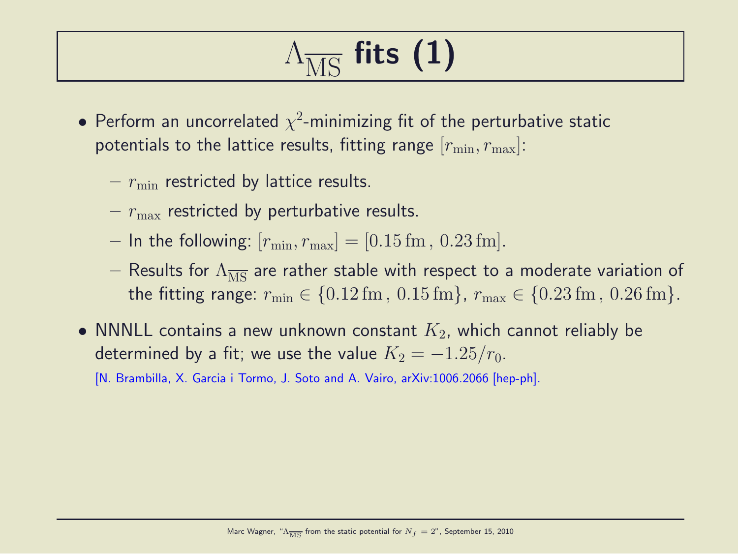# $\Lambda_{\overline{\mathrm{MS}}}$ fits (1)

- Perform an uncorrelated $\chi^2$-minimizing fit of the perturbative static potentials to the lattice results, fitting range $[r_\mathrm{min}, r_\mathrm{max}]$:
  - $r_\mathrm{min}$ restricted by lattice results.
  - $r_\mathrm{max}$ restricted by perturbative results.
  - In the following: $[r_\mathrm{min}, r_\mathrm{max}] = [0.15\,\mathrm{fm}\,,\,0.23\,\mathrm{fm}]$.
  - Results for $\Lambda_{\overline{\mathrm{MS}}}$ are rather stable with respect to a moderate variation of the fitting range: $r_\mathrm{min} \in \{0.12\,\mathrm{fm}\,,\,0.15\,\mathrm{fm}\}$, $r_\mathrm{max} \in \{0.23\,\mathrm{fm}\,,\,0.26\,\mathrm{fm}\}$.
- NNNLL contains a new unknown constant $K_2$, which cannot reliably be determined by a fit; we use the value $K_2 = -1.25/r_0$.

  [N. Brambilla, X. Garcia i Tormo, J. Soto and A. Vairo, arXiv:1006.2066 [hep-ph].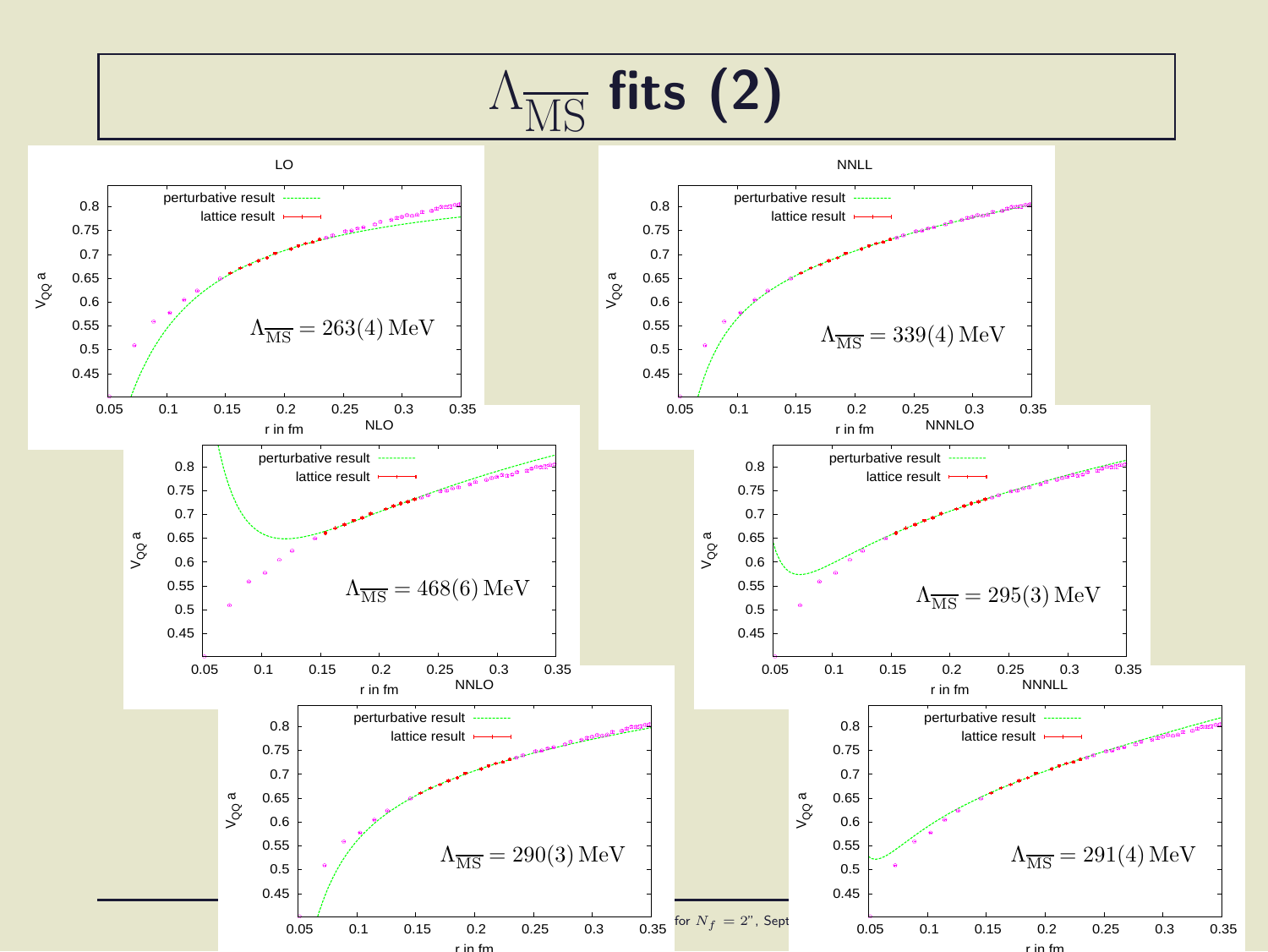# $\Lambda_{\overline{\text{MS}}}$ fits (2)

**LO**

$\Lambda_{\overline{\text{MS}}} = 263(4)\,\text{MeV}$

**NLO**

$\Lambda_{\overline{\text{MS}}} = 468(6)\,\text{MeV}$

**NNLO**

$\Lambda_{\overline{\text{MS}}} = 290(3)\,\text{MeV}$

**NNLL**

$\Lambda_{\overline{\text{MS}}} = 339(4)\,\text{MeV}$

**NNNLO**

$\Lambda_{\overline{\text{MS}}} = 295(3)\,\text{MeV}$

**NNNLL**

$\Lambda_{\overline{\text{MS}}} = 291(4)\,\text{MeV}$

Each panel: $V_{QQ}\,a$ vs. r in fm (0.05–0.35); legend: perturbative result, lattice result.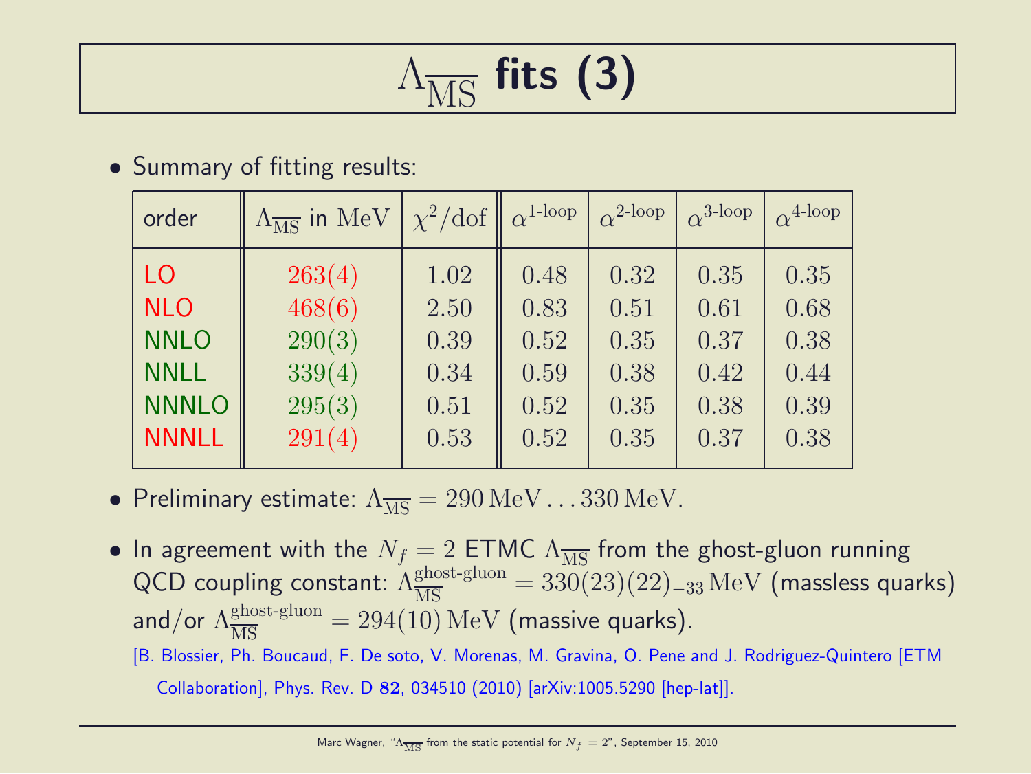# $\Lambda_{\overline{\text{MS}}}$ fits (3)

- Summary of fitting results:

| order | $\Lambda_{\overline{\text{MS}}}$ in MeV | $\chi^2/\text{dof}$ | $\alpha^{\text{1-loop}}$ | $\alpha^{\text{2-loop}}$ | $\alpha^{\text{3-loop}}$ | $\alpha^{\text{4-loop}}$ |
|---|---|---|---|---|---|---|
| LO | 263(4) | 1.02 | 0.48 | 0.32 | 0.35 | 0.35 |
| NLO | 468(6) | 2.50 | 0.83 | 0.51 | 0.61 | 0.68 |
| NNLO | 290(3) | 0.39 | 0.52 | 0.35 | 0.37 | 0.38 |
| NNLL | 339(4) | 0.34 | 0.59 | 0.38 | 0.42 | 0.44 |
| NNNLO | 295(3) | 0.51 | 0.52 | 0.35 | 0.38 | 0.39 |
| NNNLL | 291(4) | 0.53 | 0.52 | 0.35 | 0.37 | 0.38 |

- Preliminary estimate: $\Lambda_{\overline{\text{MS}}} = 290\,\text{MeV} \ldots 330\,\text{MeV}$.

- In agreement with the $N_f = 2$ ETMC $\Lambda_{\overline{\text{MS}}}$ from the ghost-gluon running QCD coupling constant: $\Lambda_{\overline{\text{MS}}}^{\text{ghost-gluon}} = 330(23)(22)_{-33}\,\text{MeV}$ (massless quarks) and/or $\Lambda_{\overline{\text{MS}}}^{\text{ghost-gluon}} = 294(10)\,\text{MeV}$ (massive quarks).

  [B. Blossier, Ph. Boucaud, F. De soto, V. Morenas, M. Gravina, O. Pene and J. Rodriguez-Quintero [ETM Collaboration], Phys. Rev. D **82**, 034510 (2010) [arXiv:1005.5290 [hep-lat]].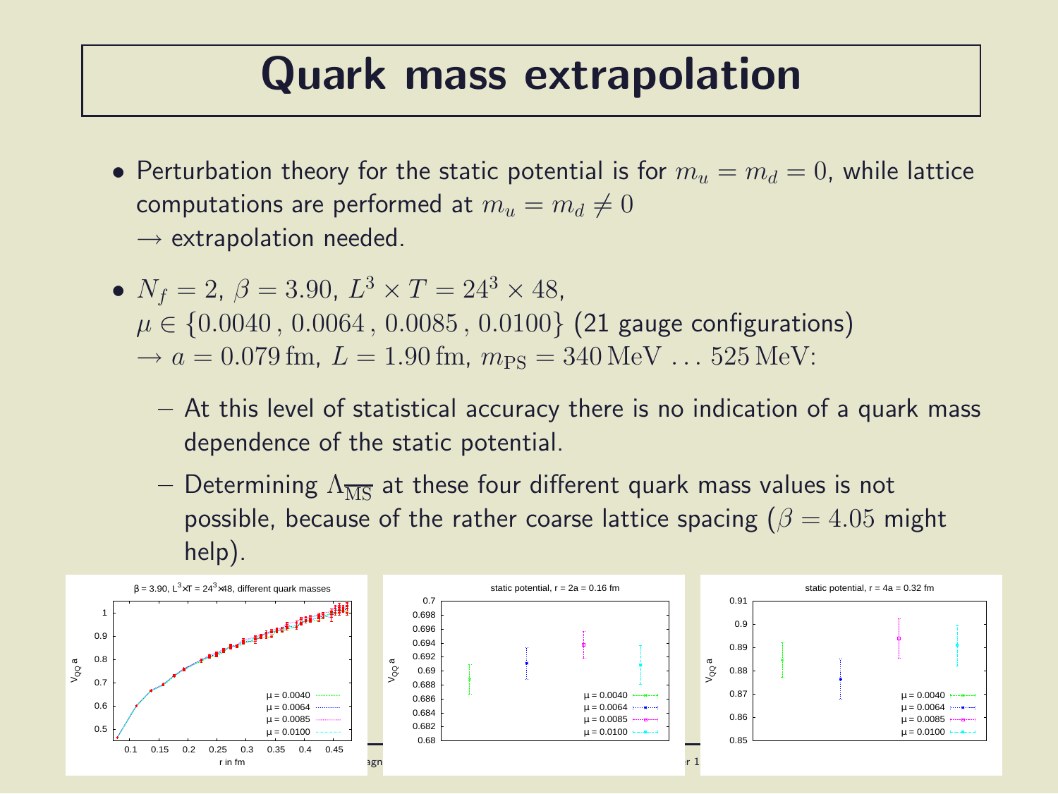# Quark mass extrapolation

- Perturbation theory for the static potential is for $m_u = m_d = 0$, while lattice computations are performed at $m_u = m_d \neq 0$
  $\rightarrow$ extrapolation needed.

- $N_f = 2$, $\beta = 3.90$, $L^3 \times T = 24^3 \times 48$,
  $\mu \in \{0.0040\,,\, 0.0064\,,\, 0.0085\,,\, 0.0100\}$ (21 gauge configurations)
  $\rightarrow a = 0.079\,\mathrm{fm}$, $L = 1.90\,\mathrm{fm}$, $m_{\mathrm{PS}} = 340\,\mathrm{MeV}\ \ldots\ 525\,\mathrm{MeV}$:

  - At this level of statistical accuracy there is no indication of a quark mass dependence of the static potential.
  - Determining $\Lambda_{\overline{\mathrm{MS}}}$ at these four different quark mass values is not possible, because of the rather coarse lattice spacing ($\beta = 4.05$ might help).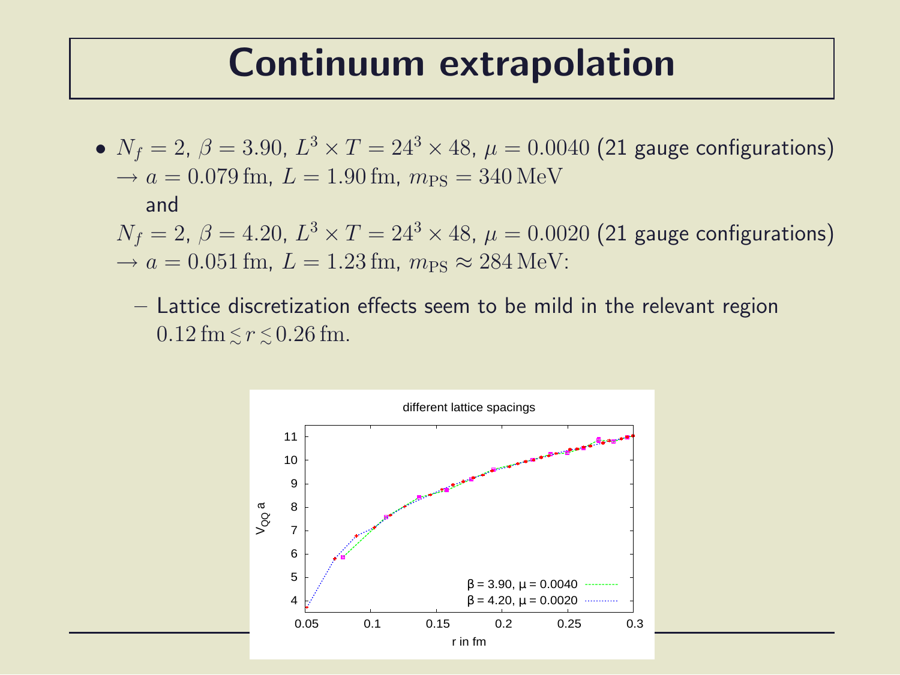# Continuum extrapolation

- $N_f = 2$, $\beta = 3.90$, $L^3 \times T = 24^3 \times 48$, $\mu = 0.0040$ (21 gauge configurations) $\rightarrow a = 0.079\,\mathrm{fm}$, $L = 1.90\,\mathrm{fm}$, $m_{\mathrm{PS}} = 340\,\mathrm{MeV}$

  and

  $N_f = 2$, $\beta = 4.20$, $L^3 \times T = 24^3 \times 48$, $\mu = 0.0020$ (21 gauge configurations) $\rightarrow a = 0.051\,\mathrm{fm}$, $L = 1.23\,\mathrm{fm}$, $m_{\mathrm{PS}} \approx 284\,\mathrm{MeV}$:

  – Lattice discretization effects seem to be mild in the relevant region $0.12\,\mathrm{fm} \lesssim r \lesssim 0.26\,\mathrm{fm}$.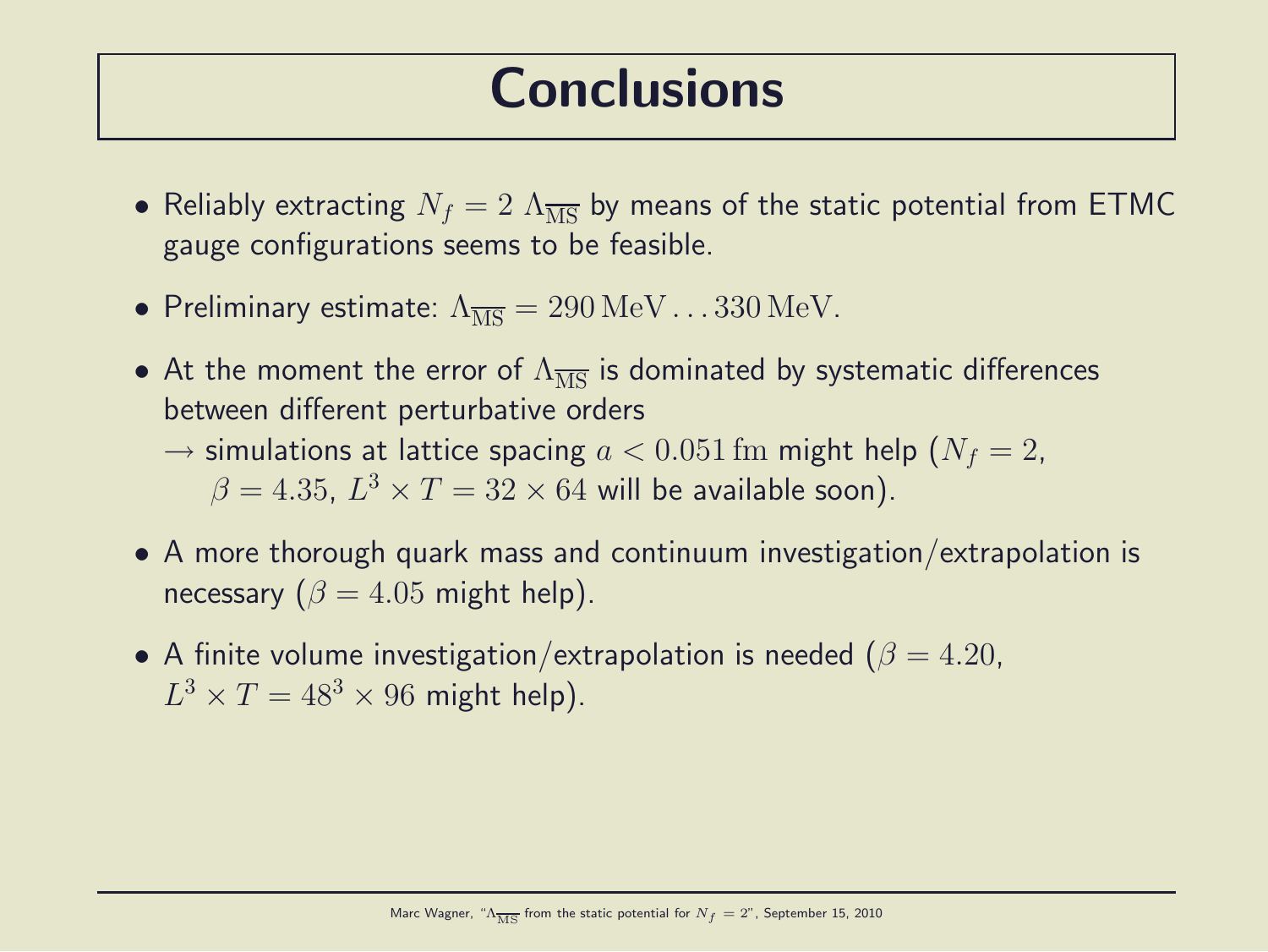# Conclusions

- Reliably extracting $N_f = 2$ $\Lambda_{\overline{\mathrm{MS}}}$ by means of the static potential from ETMC gauge configurations seems to be feasible.
- Preliminary estimate: $\Lambda_{\overline{\mathrm{MS}}} = 290\,\mathrm{MeV} \ldots 330\,\mathrm{MeV}$.
- At the moment the error of $\Lambda_{\overline{\mathrm{MS}}}$ is dominated by systematic differences between different perturbative orders
  $\rightarrow$ simulations at lattice spacing $a < 0.051\,\mathrm{fm}$ might help ($N_f = 2$, $\beta = 4.35$, $L^3 \times T = 32 \times 64$ will be available soon).
- A more thorough quark mass and continuum investigation/extrapolation is necessary ($\beta = 4.05$ might help).
- A finite volume investigation/extrapolation is needed ($\beta = 4.20$, $L^3 \times T = 48^3 \times 96$ might help).